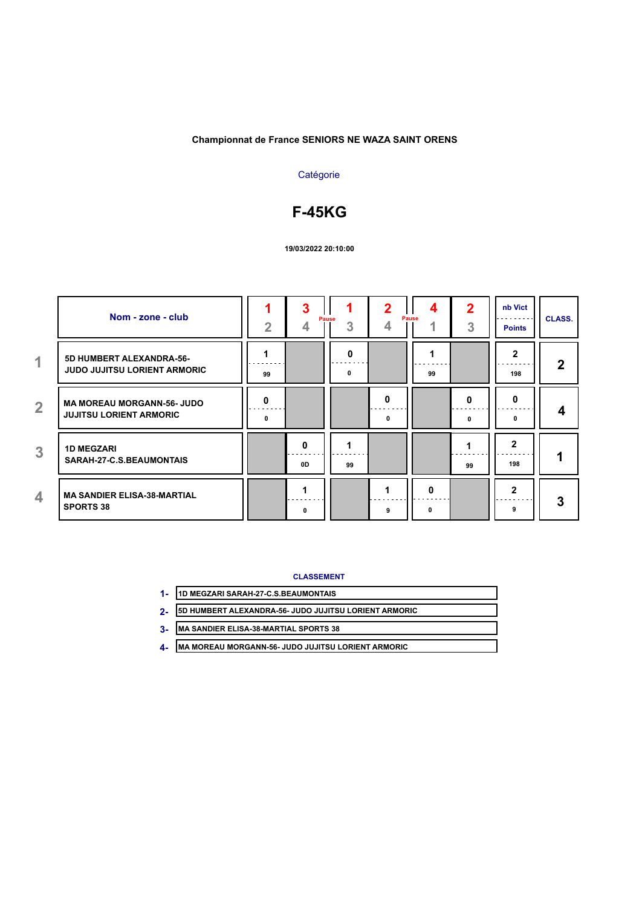**Championnat de France SENIORS NE WAZA SAINT ORENS**

Catégorie

# F-45KG

19/03/2022 20:10:00

| | Nom - zone - club | 1 / 2 | 3 / 4 | 1 / 3 | 2 / 4 | 4 / 1 | 2 / 3 | nb Vict / Points | CLASS. |
|---|---|---|---|---|---|---|---|---|---|
| | | | Pause | | | Pause | | | |
| 1 | 5D HUMBERT ALEXANDRA-56- JUDO JUJITSU LORIENT ARMORIC | 1 / 99 | | 0 / 0 | | 1 / 99 | | 2 / 198 | 2 |
| 2 | MA MOREAU MORGANN-56- JUDO JUJITSU LORIENT ARMORIC | 0 / 0 | | | 0 / 0 | | 0 / 0 | 0 / 0 | 4 |
| 3 | 1D MEGZARI SARAH-27-C.S.BEAUMONTAIS | | 0 / 0D | 1 / 99 | | | 1 / 99 | 2 / 198 | 1 |
| 4 | MA SANDIER ELISA-38-MARTIAL SPORTS 38 | | 1 / 0 | | 1 / 9 | 0 / 0 | | 2 / 9 | 3 |

**CLASSEMENT**

1- 1D MEGZARI SARAH-27-C.S.BEAUMONTAIS

2- 5D HUMBERT ALEXANDRA-56- JUDO JUJITSU LORIENT ARMORIC

3- MA SANDIER ELISA-38-MARTIAL SPORTS 38

4- MA MOREAU MORGANN-56- JUDO JUJITSU LORIENT ARMORIC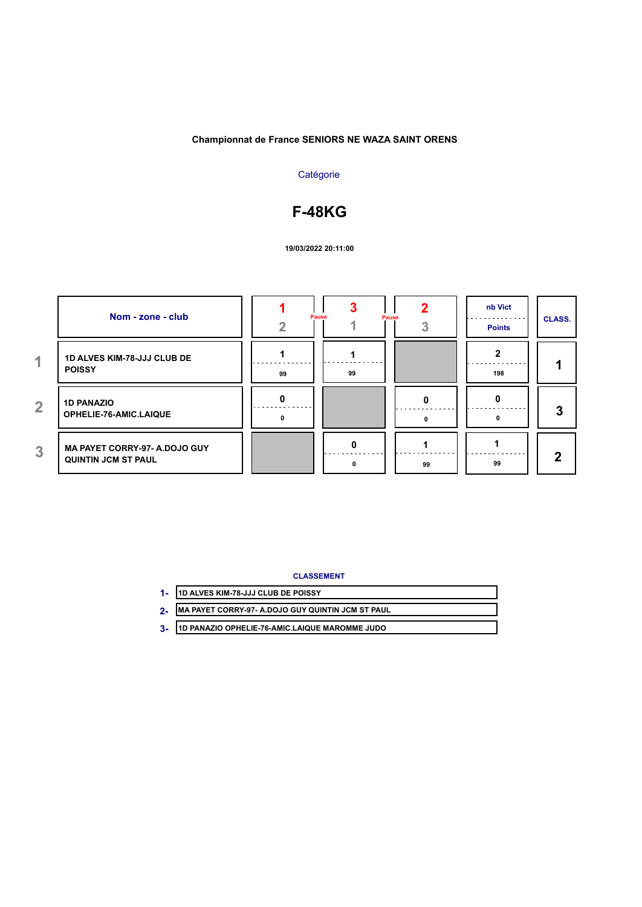**Championnat de France SENIORS NE WAZA SAINT ORENS**

Catégorie

# F-48KG

**19/03/2022 20:11:00**

| | Nom - zone - club | 1 / 2 | Pause | 3 / 1 | Pause | 2 / 3 | nb Vict / Points | CLASS. |
|---|---|---|---|---|---|---|---|---|
| 1 | 1D ALVES KIM-78-JJJ CLUB DE POISSY | 1 / 99 | | 1 / 99 | | | 2 / 198 | 1 |
| 2 | 1D PANAZIO OPHELIE-76-AMIC.LAIQUE | 0 / 0 | | | | 0 / 0 | 0 / 0 | 3 |
| 3 | MA PAYET CORRY-97- A.DOJO GUY QUINTIN JCM ST PAUL | | | 0 / 0 | | 1 / 99 | 1 / 99 | 2 |

**CLASSEMENT**

1- 1D ALVES KIM-78-JJJ CLUB DE POISSY
2- MA PAYET CORRY-97- A.DOJO GUY QUINTIN JCM ST PAUL
3- 1D PANAZIO OPHELIE-76-AMIC.LAIQUE MAROMME JUDO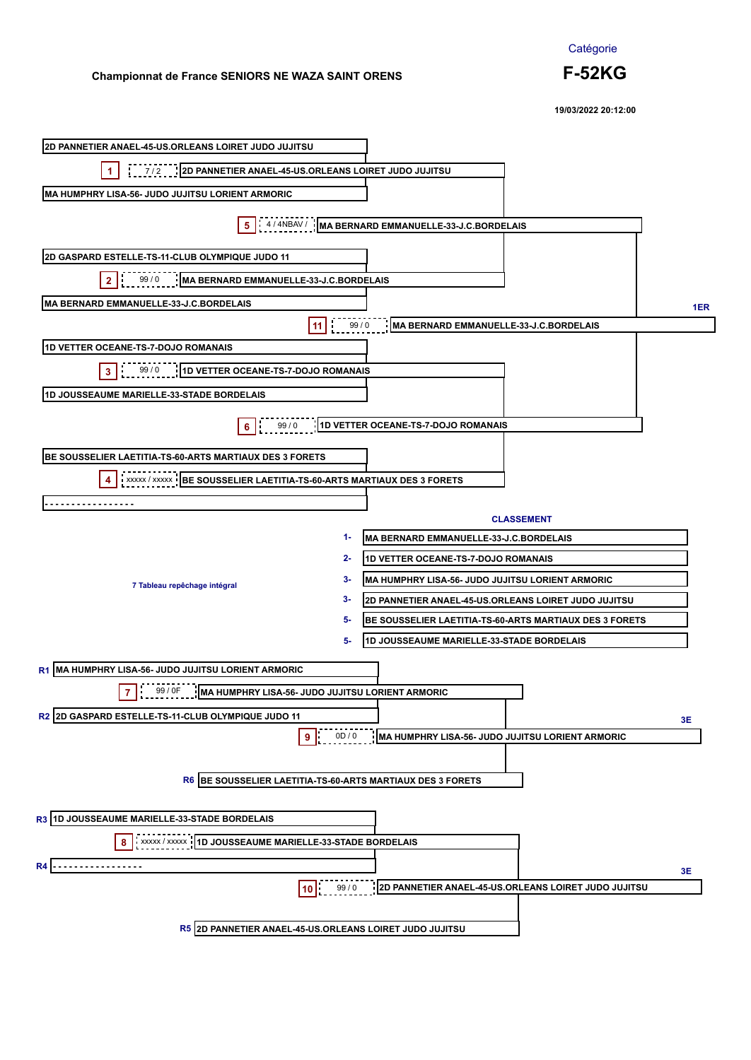Catégorie

# F-52KG

**Championnat de France SENIORS NE WAZA SAINT ORENS**

19/03/2022 20:12:00

## Tableau principal

| Combat | Score | Compétiteur 1 | Compétiteur 2 | Vainqueur |
|---|---|---|---|---|
| 1 | 7 / 2 | 2D PANNETIER ANAEL-45-US.ORLEANS LOIRET JUDO JUJITSU | MA HUMPHRY LISA-56- JUDO JUJITSU LORIENT ARMORIC | 2D PANNETIER ANAEL-45-US.ORLEANS LOIRET JUDO JUJITSU |
| 2 | 99 / 0 | 2D GASPARD ESTELLE-TS-11-CLUB OLYMPIQUE JUDO 11 | MA BERNARD EMMANUELLE-33-J.C.BORDELAIS | MA BERNARD EMMANUELLE-33-J.C.BORDELAIS |
| 3 | 99 / 0 | 1D VETTER OCEANE-TS-7-DOJO ROMANAIS | 1D JOUSSEAUME MARIELLE-33-STADE BORDELAIS | 1D VETTER OCEANE-TS-7-DOJO ROMANAIS |
| 4 | xxxxx / xxxxx | BE SOUSSELIER LAETITIA-TS-60-ARTS MARTIAUX DES 3 FORETS | - - - - - - - - - - - - - - - - - | BE SOUSSELIER LAETITIA-TS-60-ARTS MARTIAUX DES 3 FORETS |
| 5 | 4 / 4NBAV / | 2D PANNETIER ANAEL-45-US.ORLEANS LOIRET JUDO JUJITSU | MA BERNARD EMMANUELLE-33-J.C.BORDELAIS | MA BERNARD EMMANUELLE-33-J.C.BORDELAIS |
| 6 | 99 / 0 | 1D VETTER OCEANE-TS-7-DOJO ROMANAIS | BE SOUSSELIER LAETITIA-TS-60-ARTS MARTIAUX DES 3 FORETS | 1D VETTER OCEANE-TS-7-DOJO ROMANAIS |
| 11 | 99 / 0 | MA BERNARD EMMANUELLE-33-J.C.BORDELAIS | 1D VETTER OCEANE-TS-7-DOJO ROMANAIS | MA BERNARD EMMANUELLE-33-J.C.BORDELAIS (1ER) |

## CLASSEMENT

| Rang | Compétiteur |
|---|---|
| 1- | MA BERNARD EMMANUELLE-33-J.C.BORDELAIS |
| 2- | 1D VETTER OCEANE-TS-7-DOJO ROMANAIS |
| 3- | MA HUMPHRY LISA-56- JUDO JUJITSU LORIENT ARMORIC |
| 3- | 2D PANNETIER ANAEL-45-US.ORLEANS LOIRET JUDO JUJITSU |
| 5- | BE SOUSSELIER LAETITIA-TS-60-ARTS MARTIAUX DES 3 FORETS |
| 5- | 1D JOUSSEAUME MARIELLE-33-STADE BORDELAIS |

## 7 Tableau repêchage intégral

| Combat | Score | Compétiteur 1 | Compétiteur 2 | Vainqueur |
|---|---|---|---|---|
| 7 | 99 / 0F | R1 MA HUMPHRY LISA-56- JUDO JUJITSU LORIENT ARMORIC | R2 2D GASPARD ESTELLE-TS-11-CLUB OLYMPIQUE JUDO 11 | MA HUMPHRY LISA-56- JUDO JUJITSU LORIENT ARMORIC |
| 9 | 0D / 0 | MA HUMPHRY LISA-56- JUDO JUJITSU LORIENT ARMORIC | R6 BE SOUSSELIER LAETITIA-TS-60-ARTS MARTIAUX DES 3 FORETS | MA HUMPHRY LISA-56- JUDO JUJITSU LORIENT ARMORIC (3E) |
| 8 | xxxxx / xxxxx | R3 1D JOUSSEAUME MARIELLE-33-STADE BORDELAIS | R4 - - - - - - - - - - - - - - - - - | 1D JOUSSEAUME MARIELLE-33-STADE BORDELAIS |
| 10 | 99 / 0 | 1D JOUSSEAUME MARIELLE-33-STADE BORDELAIS | R5 2D PANNETIER ANAEL-45-US.ORLEANS LOIRET JUDO JUJITSU | 2D PANNETIER ANAEL-45-US.ORLEANS LOIRET JUDO JUJITSU (3E) |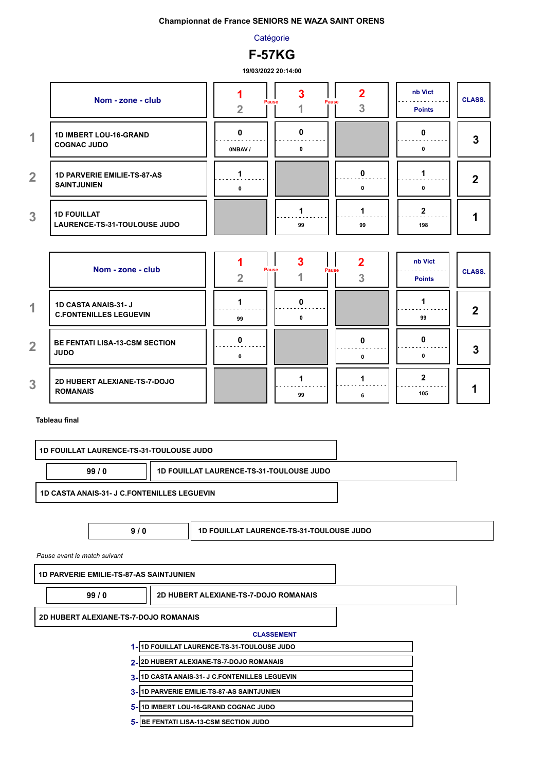**Championnat de France SENIORS NE WAZA SAINT ORENS**

Catégorie

# F-57KG

19/03/2022 20:14:00

| | Nom - zone - club | 1 / 2 | 3 / 1 | 2 / 3 | nb Vict / Points | CLASS. |
|---|---|---|---|---|---|---|
| 1 | 1D IMBERT LOU-16-GRAND COGNAC JUDO | 0 / 0NBAV / | 0 / 0 | | 0 / 0 | 3 |
| 2 | 1D PARVERIE EMILIE-TS-87-AS SAINTJUNIEN | 1 / 0 | | 0 / 0 | 1 / 0 | 2 |
| 3 | 1D FOUILLAT LAURENCE-TS-31-TOULOUSE JUDO | | 1 / 99 | 1 / 99 | 2 / 198 | 1 |

(Pause entre les combats 1-2 et 3-1, puis entre 3-1 et 2-3)

| | Nom - zone - club | 1 / 2 | 3 / 1 | 2 / 3 | nb Vict / Points | CLASS. |
|---|---|---|---|---|---|---|
| 1 | 1D CASTA ANAIS-31- J C.FONTENILLES LEGUEVIN | 1 / 99 | 0 / 0 | | 1 / 99 | 2 |
| 2 | BE FENTATI LISA-13-CSM SECTION JUDO | 0 / 0 | | 0 / 0 | 0 / 0 | 3 |
| 3 | 2D HUBERT ALEXIANE-TS-7-DOJO ROMANAIS | | 1 / 99 | 1 / 6 | 2 / 105 | 1 |

(Pause entre les combats 1-2 et 3-1, puis entre 3-1 et 2-3)

**Tableau final**

| Combattant 1 | Score | Combattant 2 | Vainqueur |
|---|---|---|---|
| 1D FOUILLAT LAURENCE-TS-31-TOULOUSE JUDO | 99 / 0 | 1D CASTA ANAIS-31- J C.FONTENILLES LEGUEVIN | 1D FOUILLAT LAURENCE-TS-31-TOULOUSE JUDO |
| | 9 / 0 | | 1D FOUILLAT LAURENCE-TS-31-TOULOUSE JUDO |

*Pause avant le match suivant*

| Combattant 1 | Score | Combattant 2 | Vainqueur |
|---|---|---|---|
| 1D PARVERIE EMILIE-TS-87-AS SAINTJUNIEN | 99 / 0 | 2D HUBERT ALEXIANE-TS-7-DOJO ROMANAIS | 2D HUBERT ALEXIANE-TS-7-DOJO ROMANAIS |

**CLASSEMENT**

1- 1D FOUILLAT LAURENCE-TS-31-TOULOUSE JUDO
2- 2D HUBERT ALEXIANE-TS-7-DOJO ROMANAIS
3- 1D CASTA ANAIS-31- J C.FONTENILLES LEGUEVIN
3- 1D PARVERIE EMILIE-TS-87-AS SAINTJUNIEN
5- 1D IMBERT LOU-16-GRAND COGNAC JUDO
5- BE FENTATI LISA-13-CSM SECTION JUDO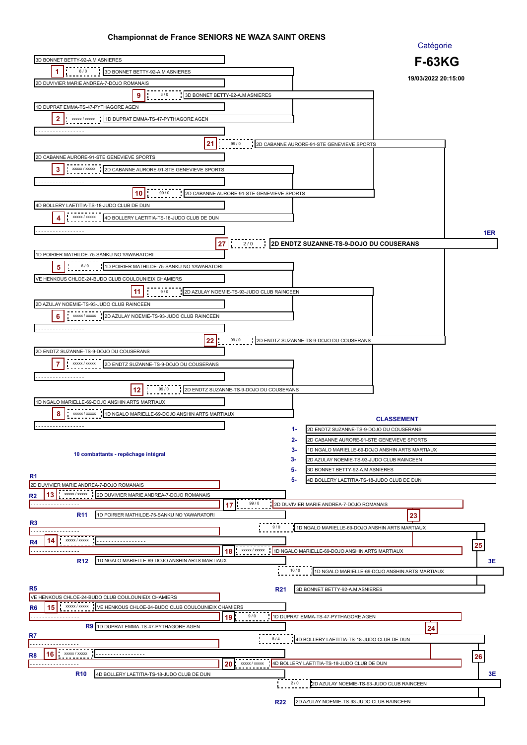# Championnat de France SENIORS NE WAZA SAINT ORENS

Catégorie

**F-63KG**

19/03/2022 20:15:00

## Tableau principal

| Combat | Combattant 1 | Combattant 2 | Score | Vainqueur |
|---|---|---|---|---|
| 1 | 3D BONNET BETTY-92-A.M ASNIERES | 2D DUVIVIER MARIE ANDREA-7-DOJO ROMANAIS | 6 / 0 | 3D BONNET BETTY-92-A.M ASNIERES |
| 2 | 1D DUPRAT EMMA-TS-47-PYTHAGORE AGEN | ----------------- | xxxxx / xxxxx | 1D DUPRAT EMMA-TS-47-PYTHAGORE AGEN |
| 3 | 2D CABANNE AURORE-91-STE GENEVIEVE SPORTS | ----------------- | xxxxx / xxxxx | 2D CABANNE AURORE-91-STE GENEVIEVE SPORTS |
| 4 | 4D BOLLERY LAETITIA-TS-18-JUDO CLUB DE DUN | ----------------- | xxxxx / xxxxx | 4D BOLLERY LAETITIA-TS-18-JUDO CLUB DE DUN |
| 5 | 1D POIRIER MATHILDE-75-SANKU NO YAWARATORI | VE HENKOUS CHLOE-24-BUDO CLUB COULOUNIEIX CHAMIERS | 6 / 0 | 1D POIRIER MATHILDE-75-SANKU NO YAWARATORI |
| 6 | 2D AZULAY NOEMIE-TS-93-JUDO CLUB RAINCEEN | ----------------- | xxxxx / xxxxx | 2D AZULAY NOEMIE-TS-93-JUDO CLUB RAINCEEN |
| 7 | 2D ENDTZ SUZANNE-TS-9-DOJO DU COUSERANS | ----------------- | xxxxx / xxxxx | 2D ENDTZ SUZANNE-TS-9-DOJO DU COUSERANS |
| 8 | 1D NGALO MARIELLE-69-DOJO ANSHIN ARTS MARTIAUX | ----------------- | xxxxx / xxxxx | 1D NGALO MARIELLE-69-DOJO ANSHIN ARTS MARTIAUX |
| 9 | | | 3 / 0 | 3D BONNET BETTY-92-A.M ASNIERES |
| 10 | | | 99 / 0 | 2D CABANNE AURORE-91-STE GENEVIEVE SPORTS |
| 11 | | | 9 / 0 | 2D AZULAY NOEMIE-TS-93-JUDO CLUB RAINCEEN |
| 12 | | | 99 / 0 | 2D ENDTZ SUZANNE-TS-9-DOJO DU COUSERANS |
| 21 | | | 99 / 0 | 2D CABANNE AURORE-91-STE GENEVIEVE SPORTS |
| 22 | | | 99 / 0 | 2D ENDTZ SUZANNE-TS-9-DOJO DU COUSERANS |
| 27 | | | 2 / 0 | **2D ENDTZ SUZANNE-TS-9-DOJO DU COUSERANS** (1ER) |

10 combattants - repêchage intégral

## CLASSEMENT

| Rang | Combattant |
|---|---|
| 1- | 2D ENDTZ SUZANNE-TS-9-DOJO DU COUSERANS |
| 2- | 2D CABANNE AURORE-91-STE GENEVIEVE SPORTS |
| 3- | 1D NGALO MARIELLE-69-DOJO ANSHIN ARTS MARTIAUX |
| 3- | 2D AZULAY NOEMIE-TS-93-JUDO CLUB RAINCEEN |
| 5- | 3D BONNET BETTY-92-A.M ASNIERES |
| 5- | 4D BOLLERY LAETITIA-TS-18-JUDO CLUB DE DUN |

## Repêchage

| Combat | Combattant 1 | Combattant 2 | Score | Vainqueur |
|---|---|---|---|---|
| 13 | R1: 2D DUVIVIER MARIE ANDREA-7-DOJO ROMANAIS | R2: ----------------- | xxxxx / xxxxx | 2D DUVIVIER MARIE ANDREA-7-DOJO ROMANAIS |
| 14 | R3: ----------------- | R4: ----------------- | xxxxx / xxxxx | ----------------- |
| 15 | R5: VE HENKOUS CHLOE-24-BUDO CLUB COULOUNIEIX CHAMIERS | R6: ----------------- | xxxxx / xxxxx | VE HENKOUS CHLOE-24-BUDO CLUB COULOUNIEIX CHAMIERS |
| 16 | R7: ----------------- | R8: ----------------- | xxxxx / xxxxx | ----------------- |
| 17 | 2D DUVIVIER MARIE ANDREA-7-DOJO ROMANAIS | R11: 1D POIRIER MATHILDE-75-SANKU NO YAWARATORI | 99 / 0 | 2D DUVIVIER MARIE ANDREA-7-DOJO ROMANAIS |
| 18 | ----------------- | R12: 1D NGALO MARIELLE-69-DOJO ANSHIN ARTS MARTIAUX | xxxxx / xxxxx | 1D NGALO MARIELLE-69-DOJO ANSHIN ARTS MARTIAUX |
| 19 | VE HENKOUS CHLOE-24-BUDO CLUB COULOUNIEIX CHAMIERS | R9: 1D DUPRAT EMMA-TS-47-PYTHAGORE AGEN | 9 / 0 | 1D DUPRAT EMMA-TS-47-PYTHAGORE AGEN |
| 20 | ----------------- | R10: 4D BOLLERY LAETITIA-TS-18-JUDO CLUB DE DUN | xxxxx / xxxxx | 4D BOLLERY LAETITIA-TS-18-JUDO CLUB DE DUN |
| 23 | 2D DUVIVIER MARIE ANDREA-7-DOJO ROMANAIS | 1D NGALO MARIELLE-69-DOJO ANSHIN ARTS MARTIAUX | 9 / 0 | 1D NGALO MARIELLE-69-DOJO ANSHIN ARTS MARTIAUX |
| 24 | 1D DUPRAT EMMA-TS-47-PYTHAGORE AGEN | 4D BOLLERY LAETITIA-TS-18-JUDO CLUB DE DUN | 8 / 4 | 4D BOLLERY LAETITIA-TS-18-JUDO CLUB DE DUN |
| 25 | 1D NGALO MARIELLE-69-DOJO ANSHIN ARTS MARTIAUX | R21: 3D BONNET BETTY-92-A.M ASNIERES | 10 / 0 | 1D NGALO MARIELLE-69-DOJO ANSHIN ARTS MARTIAUX (3E) |
| 26 | 4D BOLLERY LAETITIA-TS-18-JUDO CLUB DE DUN | R22: 2D AZULAY NOEMIE-TS-93-JUDO CLUB RAINCEEN | 2 / 0 | 2D AZULAY NOEMIE-TS-93-JUDO CLUB RAINCEEN (3E) |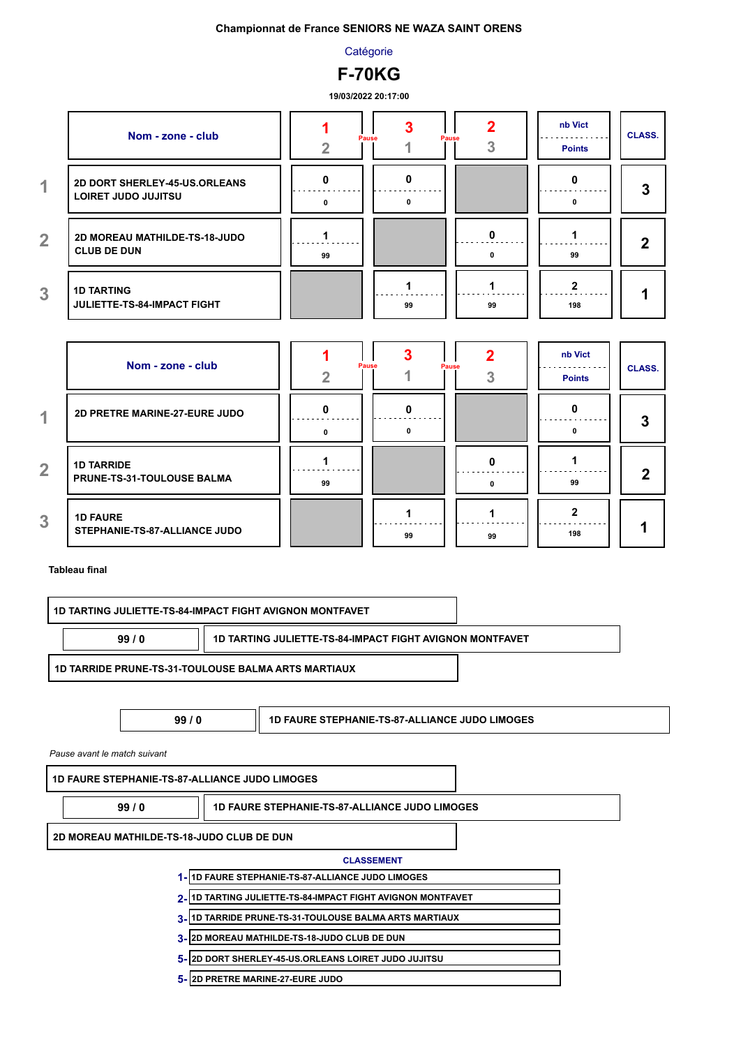**Championnat de France SENIORS NE WAZA SAINT ORENS**

Catégorie

# F-70KG

19/03/2022 20:17:00

| | Nom - zone - club | 1 / 2 | Pause | 3 / 1 | Pause | 2 / 3 | nb Vict / Points | CLASS. |
|---|---|---|---|---|---|---|---|---|
| 1 | 2D DORT SHERLEY-45-US.ORLEANS LOIRET JUDO JUJITSU | 0 / 0 | | 0 / 0 | | | 0 / 0 | 3 |
| 2 | 2D MOREAU MATHILDE-TS-18-JUDO CLUB DE DUN | 1 / 99 | | | | 0 / 0 | 1 / 99 | 2 |
| 3 | 1D TARTING JULIETTE-TS-84-IMPACT FIGHT | | | 1 / 99 | | 1 / 99 | 2 / 198 | 1 |

| | Nom - zone - club | 1 / 2 | Pause | 3 / 1 | Pause | 2 / 3 | nb Vict / Points | CLASS. |
|---|---|---|---|---|---|---|---|---|
| 1 | 2D PRETRE MARINE-27-EURE JUDO | 0 / 0 | | 0 / 0 | | | 0 / 0 | 3 |
| 2 | 1D TARRIDE PRUNE-TS-31-TOULOUSE BALMA | 1 / 99 | | | | 0 / 0 | 1 / 99 | 2 |
| 3 | 1D FAURE STEPHANIE-TS-87-ALLIANCE JUDO | | | 1 / 99 | | 1 / 99 | 2 / 198 | 1 |

**Tableau final**

1D TARTING JULIETTE-TS-84-IMPACT FIGHT AVIGNON MONTFAVET

99 / 0 — 1D TARTING JULIETTE-TS-84-IMPACT FIGHT AVIGNON MONTFAVET

1D TARRIDE PRUNE-TS-31-TOULOUSE BALMA ARTS MARTIAUX

99 / 0 — 1D FAURE STEPHANIE-TS-87-ALLIANCE JUDO LIMOGES

*Pause avant le match suivant*

1D FAURE STEPHANIE-TS-87-ALLIANCE JUDO LIMOGES

99 / 0 — 1D FAURE STEPHANIE-TS-87-ALLIANCE JUDO LIMOGES

2D MOREAU MATHILDE-TS-18-JUDO CLUB DE DUN

**CLASSEMENT**

1- 1D FAURE STEPHANIE-TS-87-ALLIANCE JUDO LIMOGES
2- 1D TARTING JULIETTE-TS-84-IMPACT FIGHT AVIGNON MONTFAVET
3- 1D TARRIDE PRUNE-TS-31-TOULOUSE BALMA ARTS MARTIAUX
3- 2D MOREAU MATHILDE-TS-18-JUDO CLUB DE DUN
5- 2D DORT SHERLEY-45-US.ORLEANS LOIRET JUDO JUJITSU
5- 2D PRETRE MARINE-27-EURE JUDO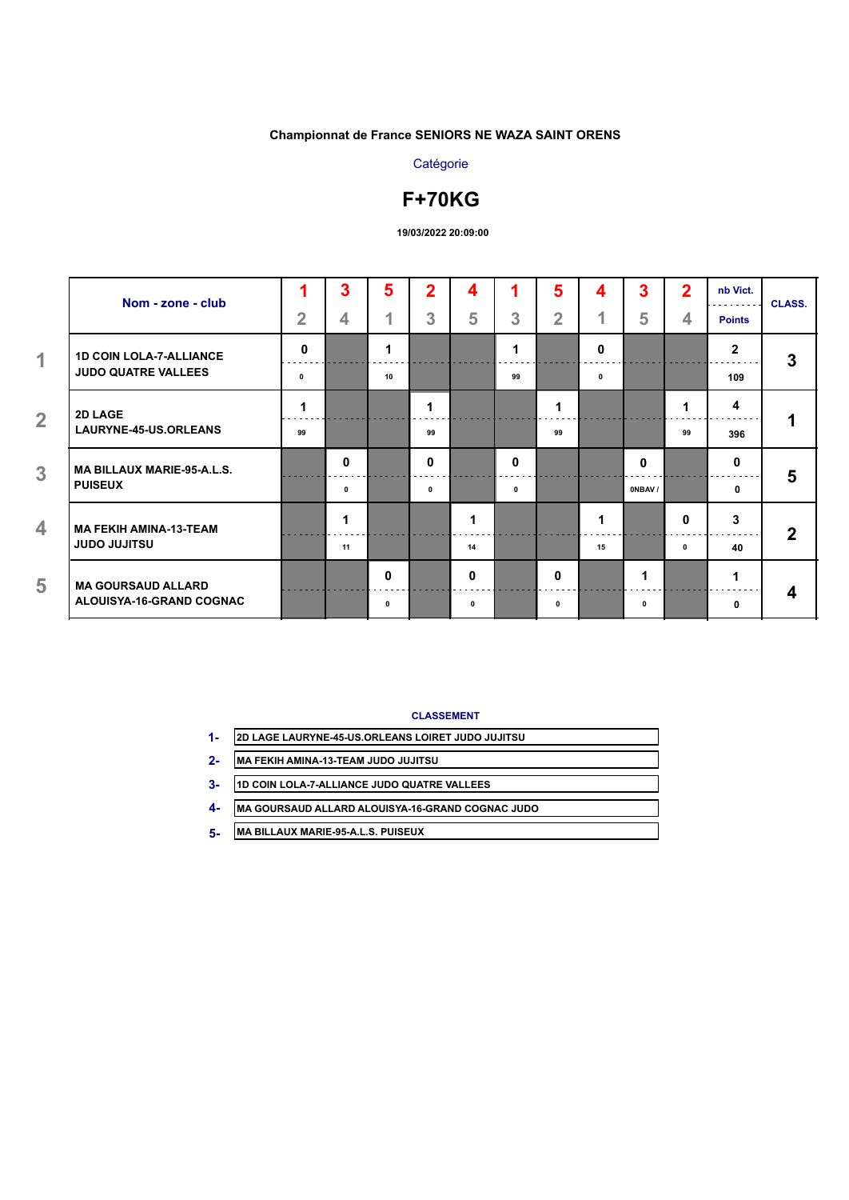**Championnat de France SENIORS NE WAZA SAINT ORENS**

Catégorie

# F+70KG

**19/03/2022 20:09:00**

| | Nom - zone - club | 1-2 | 3-4 | 5-1 | 2-3 | 4-5 | 1-3 | 5-2 | 4-1 | 3-5 | 2-4 | nb Vict. / Points | CLASS. |
|---|---|---|---|---|---|---|---|---|---|---|---|---|---|
| 1 | 1D COIN LOLA-7-ALLIANCE JUDO QUATRE VALLEES | 0 / 0 | | 1 / 10 | | | 1 / 99 | | 0 / 0 | | | 2 / 109 | 3 |
| 2 | 2D LAGE LAURYNE-45-US.ORLEANS | 1 / 99 | | | 1 / 99 | | | 1 / 99 | | | 1 / 99 | 4 / 396 | 1 |
| 3 | MA BILLAUX MARIE-95-A.L.S. PUISEUX | | 0 / 0 | | 0 / 0 | | 0 / 0 | | | 0 / 0NBAV / | | 0 / 0 | 5 |
| 4 | MA FEKIH AMINA-13-TEAM JUDO JUJITSU | | 1 / 11 | | | 1 / 14 | | | 1 / 15 | | 0 / 0 | 3 / 40 | 2 |
| 5 | MA GOURSAUD ALLARD ALOUISYA-16-GRAND COGNAC | | | 0 / 0 | | 0 / 0 | | 0 / 0 | | 1 / 0 | | 1 / 0 | 4 |

**CLASSEMENT**

1- 2D LAGE LAURYNE-45-US.ORLEANS LOIRET JUDO JUJITSU

2- MA FEKIH AMINA-13-TEAM JUDO JUJITSU

3- 1D COIN LOLA-7-ALLIANCE JUDO QUATRE VALLEES

4- MA GOURSAUD ALLARD ALOUISYA-16-GRAND COGNAC JUDO

5- MA BILLAUX MARIE-95-A.L.S. PUISEUX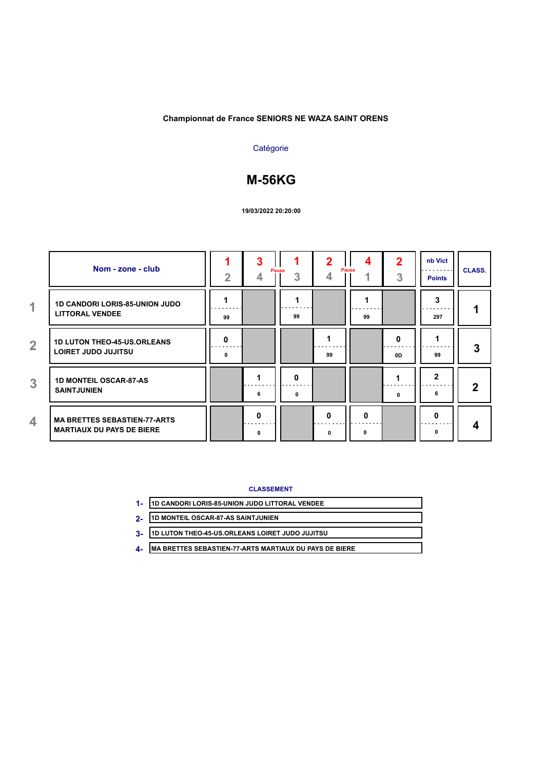**Championnat de France SENIORS NE WAZA SAINT ORENS**

Catégorie

# M-56KG

19/03/2022 20:20:00

| | Nom - zone - club | 1-2 | 3-4 | 1-3 | 2-4 | 4-1 | 2-3 | nb Vict / Points | CLASS. |
|---|---|---|---|---|---|---|---|---|---|
| 1 | 1D CANDORI LORIS-85-UNION JUDO LITTORAL VENDEE | 1 / 99 | | 1 / 99 | | 1 / 99 | | 3 / 297 | 1 |
| 2 | 1D LUTON THEO-45-US.ORLEANS LOIRET JUDO JUJITSU | 0 / 0 | | | 1 / 99 | | 0 / 0D | 1 / 99 | 3 |
| 3 | 1D MONTEIL OSCAR-87-AS SAINTJUNIEN | | 1 / 6 | 0 / 0 | | | 1 / 0 | 2 / 6 | 2 |
| 4 | MA BRETTES SEBASTIEN-77-ARTS MARTIAUX DU PAYS DE BIERE | | 0 / 0 | | 0 / 0 | 0 / 0 | | 0 / 0 | 4 |

Pause (after 3-4) — Pause (after 2-4)

**CLASSEMENT**

1- 1D CANDORI LORIS-85-UNION JUDO LITTORAL VENDEE

2- 1D MONTEIL OSCAR-87-AS SAINTJUNIEN

3- 1D LUTON THEO-45-US.ORLEANS LOIRET JUDO JUJITSU

4- MA BRETTES SEBASTIEN-77-ARTS MARTIAUX DU PAYS DE BIERE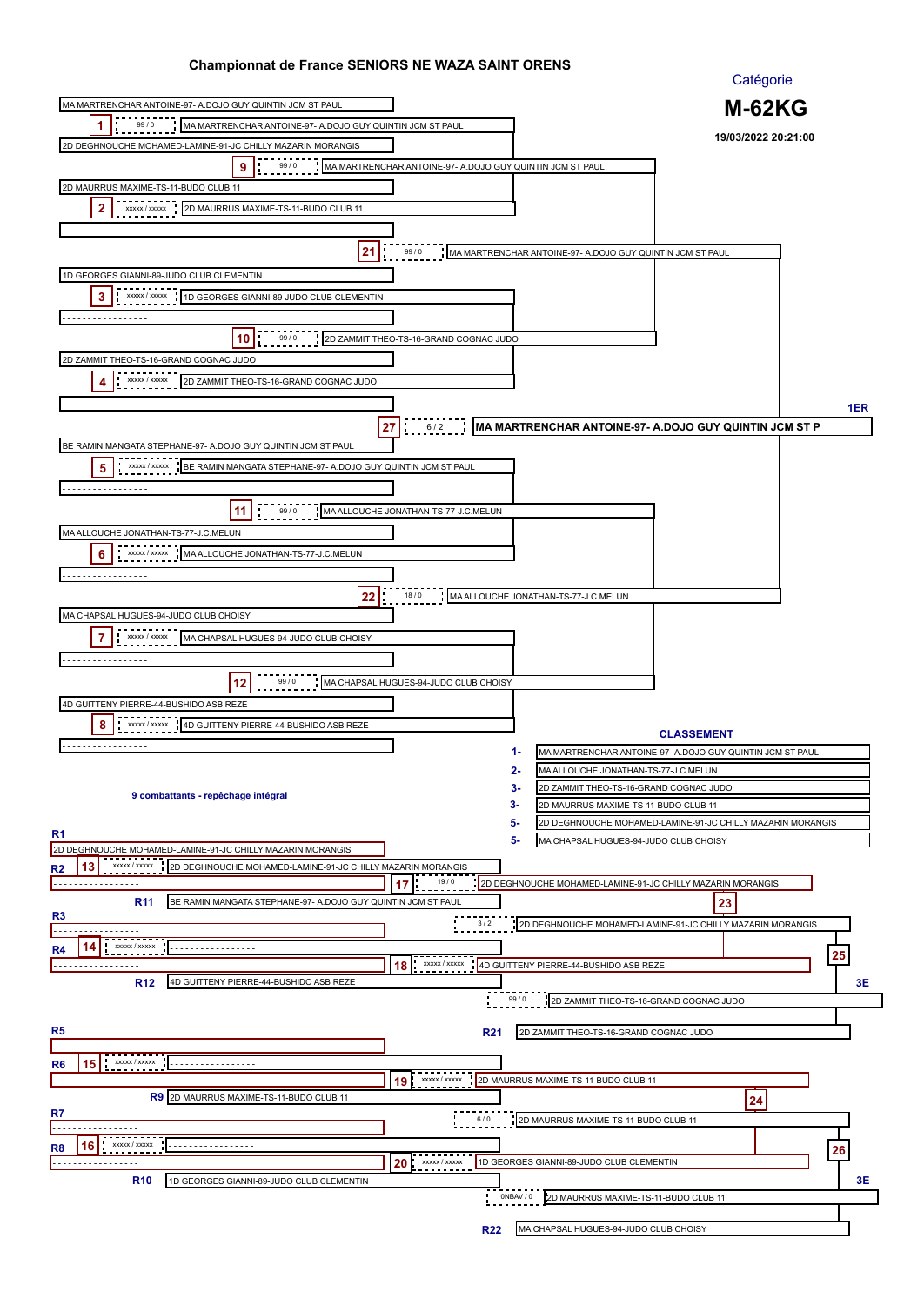# Championnat de France SENIORS NE WAZA SAINT ORENS

Catégorie

## M-62KG

19/03/2022 20:21:00

## Tableau principal

| Combat | Score | Combattant 1 | Combattant 2 | Vainqueur |
|---|---|---|---|---|
| 1 | 99 / 0 | MA MARTRENCHAR ANTOINE-97- A.DOJO GUY QUINTIN JCM ST PAUL | 2D DEGHNOUCHE MOHAMED-LAMINE-91-JC CHILLY MAZARIN MORANGIS | MA MARTRENCHAR ANTOINE-97- A.DOJO GUY QUINTIN JCM ST PAUL |
| 2 | xxxxx / xxxxx | 2D MAURRUS MAXIME-TS-11-BUDO CLUB 11 | ----------------- | 2D MAURRUS MAXIME-TS-11-BUDO CLUB 11 |
| 3 | xxxxx / xxxxx | 1D GEORGES GIANNI-89-JUDO CLUB CLEMENTIN | ----------------- | 1D GEORGES GIANNI-89-JUDO CLUB CLEMENTIN |
| 4 | xxxxx / xxxxx | 2D ZAMMIT THEO-TS-16-GRAND COGNAC JUDO | ----------------- | 2D ZAMMIT THEO-TS-16-GRAND COGNAC JUDO |
| 5 | xxxxx / xxxxx | BE RAMIN MANGATA STEPHANE-97- A.DOJO GUY QUINTIN JCM ST PAUL | ----------------- | BE RAMIN MANGATA STEPHANE-97- A.DOJO GUY QUINTIN JCM ST PAUL |
| 6 | xxxxx / xxxxx | MA ALLOUCHE JONATHAN-TS-77-J.C.MELUN | ----------------- | MA ALLOUCHE JONATHAN-TS-77-J.C.MELUN |
| 7 | xxxxx / xxxxx | MA CHAPSAL HUGUES-94-JUDO CLUB CHOISY | ----------------- | MA CHAPSAL HUGUES-94-JUDO CLUB CHOISY |
| 8 | xxxxx / xxxxx | 4D GUITTENY PIERRE-44-BUSHIDO ASB REZE | ----------------- | 4D GUITTENY PIERRE-44-BUSHIDO ASB REZE |
| 9 | 99 / 0 | MA MARTRENCHAR ANTOINE-97- A.DOJO GUY QUINTIN JCM ST PAUL | 2D MAURRUS MAXIME-TS-11-BUDO CLUB 11 | MA MARTRENCHAR ANTOINE-97- A.DOJO GUY QUINTIN JCM ST PAUL |
| 10 | 99 / 0 | 1D GEORGES GIANNI-89-JUDO CLUB CLEMENTIN | 2D ZAMMIT THEO-TS-16-GRAND COGNAC JUDO | 2D ZAMMIT THEO-TS-16-GRAND COGNAC JUDO |
| 11 | 99 / 0 | BE RAMIN MANGATA STEPHANE-97- A.DOJO GUY QUINTIN JCM ST PAUL | MA ALLOUCHE JONATHAN-TS-77-J.C.MELUN | MA ALLOUCHE JONATHAN-TS-77-J.C.MELUN |
| 12 | 99 / 0 | MA CHAPSAL HUGUES-94-JUDO CLUB CHOISY | 4D GUITTENY PIERRE-44-BUSHIDO ASB REZE | MA CHAPSAL HUGUES-94-JUDO CLUB CHOISY |
| 21 | 99 / 0 | MA MARTRENCHAR ANTOINE-97- A.DOJO GUY QUINTIN JCM ST PAUL | 2D ZAMMIT THEO-TS-16-GRAND COGNAC JUDO | MA MARTRENCHAR ANTOINE-97- A.DOJO GUY QUINTIN JCM ST PAUL |
| 22 | 18 / 0 | MA ALLOUCHE JONATHAN-TS-77-J.C.MELUN | MA CHAPSAL HUGUES-94-JUDO CLUB CHOISY | MA ALLOUCHE JONATHAN-TS-77-J.C.MELUN |
| 27 | 6 / 2 | MA MARTRENCHAR ANTOINE-97- A.DOJO GUY QUINTIN JCM ST PAUL | MA ALLOUCHE JONATHAN-TS-77-J.C.MELUN | **1ER** MA MARTRENCHAR ANTOINE-97- A.DOJO GUY QUINTIN JCM ST P |

## Repêchage

9 combattants - repêchage intégral

| Combat | Score | Combattant 1 | Combattant 2 | Vainqueur |
|---|---|---|---|---|
| 13 | xxxxx / xxxxx | R1 : 2D DEGHNOUCHE MOHAMED-LAMINE-91-JC CHILLY MAZARIN MORANGIS | R2 : ----------------- | 2D DEGHNOUCHE MOHAMED-LAMINE-91-JC CHILLY MAZARIN MORANGIS |
| 14 | xxxxx / xxxxx | R3 : ----------------- | R4 : ----------------- | ----------------- |
| 15 | xxxxx / xxxxx | R5 : ----------------- | R6 : ----------------- | ----------------- |
| 16 | xxxxx / xxxxx | R7 : ----------------- | R8 : ----------------- | ----------------- |
| 17 | 19 / 0 | 2D DEGHNOUCHE MOHAMED-LAMINE-91-JC CHILLY MAZARIN MORANGIS | R11 : BE RAMIN MANGATA STEPHANE-97- A.DOJO GUY QUINTIN JCM ST PAUL | 2D DEGHNOUCHE MOHAMED-LAMINE-91-JC CHILLY MAZARIN MORANGIS |
| 18 | xxxxx / xxxxx | ----------------- | R12 : 4D GUITTENY PIERRE-44-BUSHIDO ASB REZE | 4D GUITTENY PIERRE-44-BUSHIDO ASB REZE |
| 19 | xxxxx / xxxxx | ----------------- | R9 : 2D MAURRUS MAXIME-TS-11-BUDO CLUB 11 | 2D MAURRUS MAXIME-TS-11-BUDO CLUB 11 |
| 20 | xxxxx / xxxxx | ----------------- | R10 : 1D GEORGES GIANNI-89-JUDO CLUB CLEMENTIN | 1D GEORGES GIANNI-89-JUDO CLUB CLEMENTIN |
| 23 | 3 / 2 | 2D DEGHNOUCHE MOHAMED-LAMINE-91-JC CHILLY MAZARIN MORANGIS | 4D GUITTENY PIERRE-44-BUSHIDO ASB REZE | 2D DEGHNOUCHE MOHAMED-LAMINE-91-JC CHILLY MAZARIN MORANGIS |
| 24 | 6 / 0 | 2D MAURRUS MAXIME-TS-11-BUDO CLUB 11 | 1D GEORGES GIANNI-89-JUDO CLUB CLEMENTIN | 2D MAURRUS MAXIME-TS-11-BUDO CLUB 11 |
| 25 | 99 / 0 | 2D DEGHNOUCHE MOHAMED-LAMINE-91-JC CHILLY MAZARIN MORANGIS | R21 : 2D ZAMMIT THEO-TS-16-GRAND COGNAC JUDO | **3E** 2D ZAMMIT THEO-TS-16-GRAND COGNAC JUDO |
| 26 | 0NBAV / 0 | 2D MAURRUS MAXIME-TS-11-BUDO CLUB 11 | R22 : MA CHAPSAL HUGUES-94-JUDO CLUB CHOISY | **3E** 2D MAURRUS MAXIME-TS-11-BUDO CLUB 11 |

## CLASSEMENT

| Rang | Combattant |
|---|---|
| 1- | MA MARTRENCHAR ANTOINE-97- A.DOJO GUY QUINTIN JCM ST PAUL |
| 2- | MA ALLOUCHE JONATHAN-TS-77-J.C.MELUN |
| 3- | 2D ZAMMIT THEO-TS-16-GRAND COGNAC JUDO |
| 3- | 2D MAURRUS MAXIME-TS-11-BUDO CLUB 11 |
| 5- | 2D DEGHNOUCHE MOHAMED-LAMINE-91-JC CHILLY MAZARIN MORANGIS |
| 5- | MA CHAPSAL HUGUES-94-JUDO CLUB CHOISY |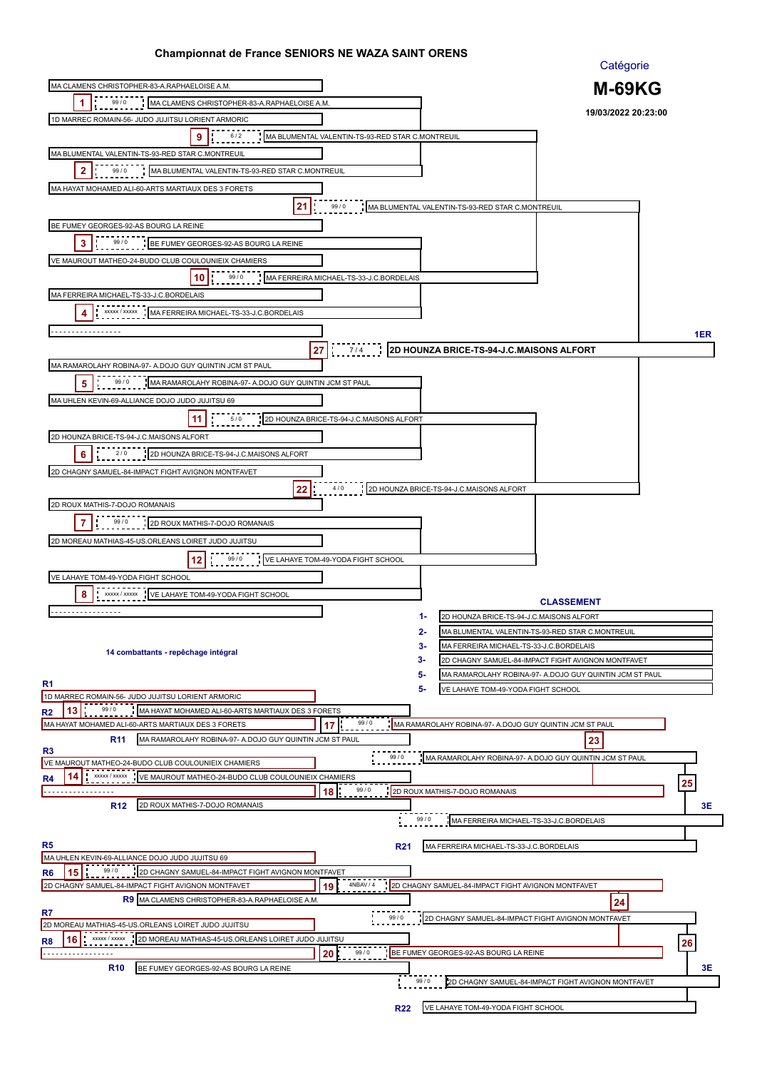# Championnat de France SENIORS NE WAZA SAINT ORENS

Catégorie

**M-69KG**

19/03/2022 20:23:00

## Tableau principal

**Premier tour**

| Combat | Score | Combattant 1 | Combattant 2 | Vainqueur |
|---|---|---|---|---|
| 1 | 99 / 0 | MA CLAMENS CHRISTOPHER-83-A.RAPHAELOISE A.M. | 1D MARREC ROMAIN-56- JUDO JUJITSU LORIENT ARMORIC | MA CLAMENS CHRISTOPHER-83-A.RAPHAELOISE A.M. |
| 2 | 99 / 0 | MA BLUMENTAL VALENTIN-TS-93-RED STAR C.MONTREUIL | MA HAYAT MOHAMED ALI-60-ARTS MARTIAUX DES 3 FORETS | MA BLUMENTAL VALENTIN-TS-93-RED STAR C.MONTREUIL |
| 3 | 99 / 0 | BE FUMEY GEORGES-92-AS BOURG LA REINE | VE MAUROUT MATHEO-24-BUDO CLUB COULOUNIEIX CHAMIERS | BE FUMEY GEORGES-92-AS BOURG LA REINE |
| 4 | xxxxx / xxxxx | MA FERREIRA MICHAEL-TS-33-J.C.BORDELAIS | ---------------- | MA FERREIRA MICHAEL-TS-33-J.C.BORDELAIS |
| 5 | 99 / 0 | MA RAMAROLAHY ROBINA-97- A.DOJO GUY QUINTIN JCM ST PAUL | MA UHLEN KEVIN-69-ALLIANCE DOJO JUDO JUJITSU 69 | MA RAMAROLAHY ROBINA-97- A.DOJO GUY QUINTIN JCM ST PAUL |
| 6 | 2 / 0 | 2D HOUNZA BRICE-TS-94-J.C.MAISONS ALFORT | 2D CHAGNY SAMUEL-84-IMPACT FIGHT AVIGNON MONTFAVET | 2D HOUNZA BRICE-TS-94-J.C.MAISONS ALFORT |
| 7 | 99 / 0 | 2D ROUX MATHIS-7-DOJO ROMANAIS | 2D MOREAU MATHIAS-45-US.ORLEANS LOIRET JUDO JUJITSU | 2D ROUX MATHIS-7-DOJO ROMANAIS |
| 8 | xxxxx / xxxxx | VE LAHAYE TOM-49-YODA FIGHT SCHOOL | ---------------- | VE LAHAYE TOM-49-YODA FIGHT SCHOOL |

**Quarts de finale**

| Combat | Score | Vainqueur |
|---|---|---|
| 9 | 6 / 2 | MA BLUMENTAL VALENTIN-TS-93-RED STAR C.MONTREUIL |
| 10 | 99 / 0 | MA FERREIRA MICHAEL-TS-33-J.C.BORDELAIS |
| 11 | 5 / 0 | 2D HOUNZA BRICE-TS-94-J.C.MAISONS ALFORT |
| 12 | 99 / 0 | VE LAHAYE TOM-49-YODA FIGHT SCHOOL |

**Demi-finales**

| Combat | Score | Vainqueur |
|---|---|---|
| 21 | 99 / 0 | MA BLUMENTAL VALENTIN-TS-93-RED STAR C.MONTREUIL |
| 22 | 4 / 0 | 2D HOUNZA BRICE-TS-94-J.C.MAISONS ALFORT |

**Finale**

| Combat | Score | Vainqueur |
|---|---|---|
| 27 | 7 / 4 | **2D HOUNZA BRICE-TS-94-J.C.MAISONS ALFORT** (1ER) |

## CLASSEMENT

| Rang | Combattant |
|---|---|
| 1- | 2D HOUNZA BRICE-TS-94-J.C.MAISONS ALFORT |
| 2- | MA BLUMENTAL VALENTIN-TS-93-RED STAR C.MONTREUIL |
| 3- | MA FERREIRA MICHAEL-TS-33-J.C.BORDELAIS |
| 3- | 2D CHAGNY SAMUEL-84-IMPACT FIGHT AVIGNON MONTFAVET |
| 5- | MA RAMAROLAHY ROBINA-97- A.DOJO GUY QUINTIN JCM ST PAUL |
| 5- | VE LAHAYE TOM-49-YODA FIGHT SCHOOL |

14 combattants - repêchage intégral

## Repêchage

| Combat | Score | Combattant 1 | Combattant 2 | Vainqueur |
|---|---|---|---|---|
| 13 | 99 / 0 | R1 1D MARREC ROMAIN-56- JUDO JUJITSU LORIENT ARMORIC | R2 MA HAYAT MOHAMED ALI-60-ARTS MARTIAUX DES 3 FORETS | MA HAYAT MOHAMED ALI-60-ARTS MARTIAUX DES 3 FORETS |
| 17 | 99 / 0 | MA HAYAT MOHAMED ALI-60-ARTS MARTIAUX DES 3 FORETS | R11 MA RAMAROLAHY ROBINA-97- A.DOJO GUY QUINTIN JCM ST PAUL | MA RAMAROLAHY ROBINA-97- A.DOJO GUY QUINTIN JCM ST PAUL |
| 14 | xxxxx / xxxxx | R3 VE MAUROUT MATHEO-24-BUDO CLUB COULOUNIEIX CHAMIERS | R4 ---------------- | VE MAUROUT MATHEO-24-BUDO CLUB COULOUNIEIX CHAMIERS |
| 18 | 99 / 0 | VE MAUROUT MATHEO-24-BUDO CLUB COULOUNIEIX CHAMIERS | R12 2D ROUX MATHIS-7-DOJO ROMANAIS | 2D ROUX MATHIS-7-DOJO ROMANAIS |
| 23 | 99 / 0 | MA RAMAROLAHY ROBINA-97- A.DOJO GUY QUINTIN JCM ST PAUL | 2D ROUX MATHIS-7-DOJO ROMANAIS | MA RAMAROLAHY ROBINA-97- A.DOJO GUY QUINTIN JCM ST PAUL |
| 25 | 99 / 0 | MA RAMAROLAHY ROBINA-97- A.DOJO GUY QUINTIN JCM ST PAUL | R21 MA FERREIRA MICHAEL-TS-33-J.C.BORDELAIS | MA FERREIRA MICHAEL-TS-33-J.C.BORDELAIS (3E) |
| 15 | 99 / 0 | R5 MA UHLEN KEVIN-69-ALLIANCE DOJO JUDO JUJITSU 69 | R6 2D CHAGNY SAMUEL-84-IMPACT FIGHT AVIGNON MONTFAVET | 2D CHAGNY SAMUEL-84-IMPACT FIGHT AVIGNON MONTFAVET |
| 19 | 4NBAV / 4 | 2D CHAGNY SAMUEL-84-IMPACT FIGHT AVIGNON MONTFAVET | R9 MA CLAMENS CHRISTOPHER-83-A.RAPHAELOISE A.M. | 2D CHAGNY SAMUEL-84-IMPACT FIGHT AVIGNON MONTFAVET |
| 16 | xxxxx / xxxxx | R7 2D MOREAU MATHIAS-45-US.ORLEANS LOIRET JUDO JUJITSU | R8 ---------------- | 2D MOREAU MATHIAS-45-US.ORLEANS LOIRET JUDO JUJITSU |
| 20 | 99 / 0 | 2D MOREAU MATHIAS-45-US.ORLEANS LOIRET JUDO JUJITSU | R10 BE FUMEY GEORGES-92-AS BOURG LA REINE | BE FUMEY GEORGES-92-AS BOURG LA REINE |
| 24 | 99 / 0 | 2D CHAGNY SAMUEL-84-IMPACT FIGHT AVIGNON MONTFAVET | BE FUMEY GEORGES-92-AS BOURG LA REINE | 2D CHAGNY SAMUEL-84-IMPACT FIGHT AVIGNON MONTFAVET |
| 26 | 99 / 0 | 2D CHAGNY SAMUEL-84-IMPACT FIGHT AVIGNON MONTFAVET | R22 VE LAHAYE TOM-49-YODA FIGHT SCHOOL | 2D CHAGNY SAMUEL-84-IMPACT FIGHT AVIGNON MONTFAVET (3E) |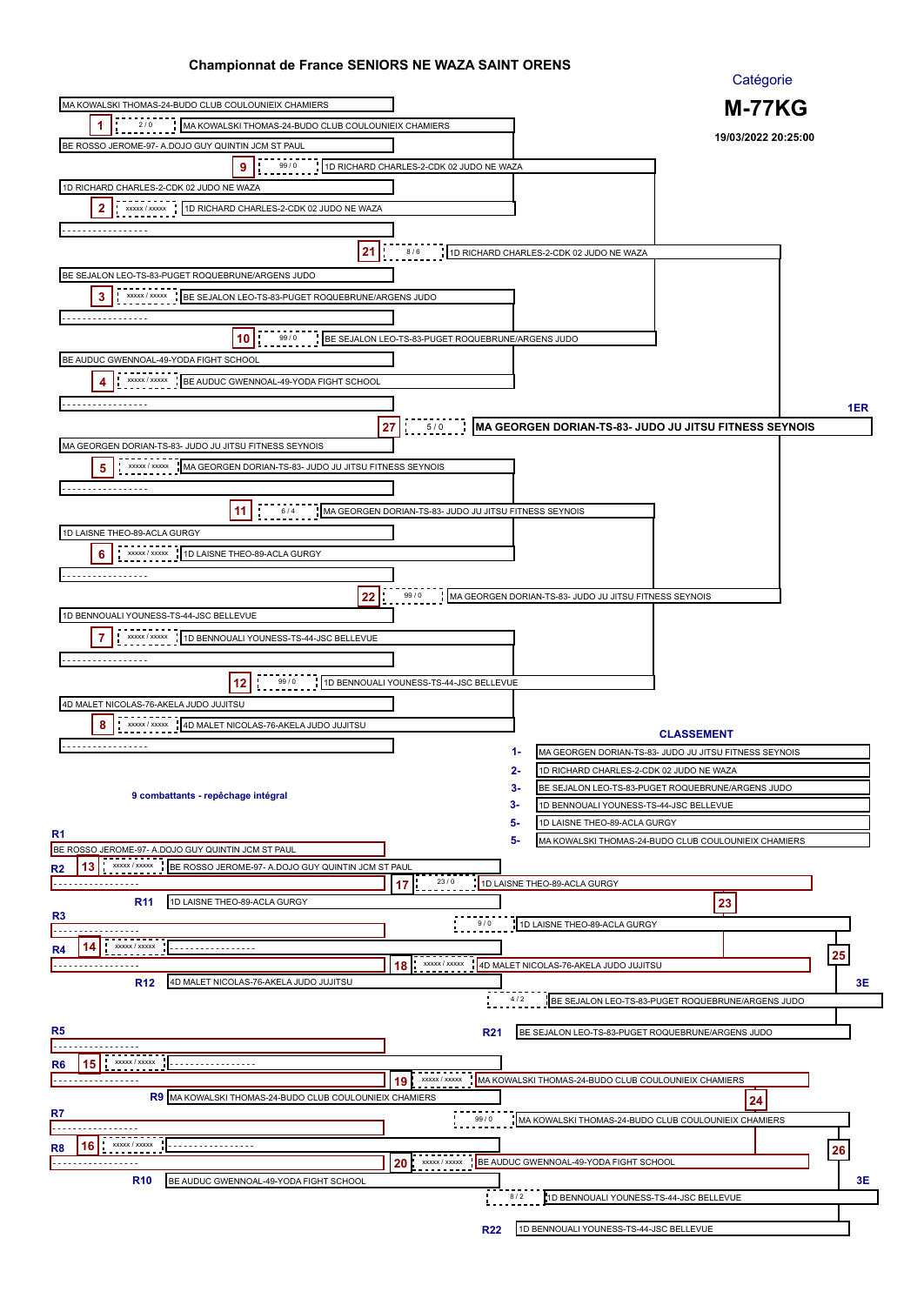# Championnat de France SENIORS NE WAZA SAINT ORENS

Catégorie

**M-77KG**

19/03/2022 20:25:00

## Tableau principal

**Premier tour**

| Combat | Combattant 1 | Combattant 2 | Score | Vainqueur |
|---|---|---|---|---|
| 1 | MA KOWALSKI THOMAS-24-BUDO CLUB COULOUNIEIX CHAMIERS | BE ROSSO JEROME-97- A.DOJO GUY QUINTIN JCM ST PAUL | 2 / 0 | MA KOWALSKI THOMAS-24-BUDO CLUB COULOUNIEIX CHAMIERS |
| 2 | 1D RICHARD CHARLES-2-CDK 02 JUDO NE WAZA | ----------------- | xxxxx / xxxxx | 1D RICHARD CHARLES-2-CDK 02 JUDO NE WAZA |
| 3 | BE SEJALON LEO-TS-83-PUGET ROQUEBRUNE/ARGENS JUDO | ----------------- | xxxxx / xxxxx | BE SEJALON LEO-TS-83-PUGET ROQUEBRUNE/ARGENS JUDO |
| 4 | BE AUDUC GWENNOAL-49-YODA FIGHT SCHOOL | ----------------- | xxxxx / xxxxx | BE AUDUC GWENNOAL-49-YODA FIGHT SCHOOL |
| 5 | MA GEORGEN DORIAN-TS-83- JUDO JU JITSU FITNESS SEYNOIS | ----------------- | xxxxx / xxxxx | MA GEORGEN DORIAN-TS-83- JUDO JU JITSU FITNESS SEYNOIS |
| 6 | 1D LAISNE THEO-89-ACLA GURGY | ----------------- | xxxxx / xxxxx | 1D LAISNE THEO-89-ACLA GURGY |
| 7 | 1D BENNOUALI YOUNESS-TS-44-JSC BELLEVUE | ----------------- | xxxxx / xxxxx | 1D BENNOUALI YOUNESS-TS-44-JSC BELLEVUE |
| 8 | 4D MALET NICOLAS-76-AKELA JUDO JUJITSU | ----------------- | xxxxx / xxxxx | 4D MALET NICOLAS-76-AKELA JUDO JUJITSU |

**Tours suivants**

| Combat | Score | Vainqueur |
|---|---|---|
| 9 | 99 / 0 | 1D RICHARD CHARLES-2-CDK 02 JUDO NE WAZA |
| 10 | 99 / 0 | BE SEJALON LEO-TS-83-PUGET ROQUEBRUNE/ARGENS JUDO |
| 11 | 6 / 4 | MA GEORGEN DORIAN-TS-83- JUDO JU JITSU FITNESS SEYNOIS |
| 12 | 99 / 0 | 1D BENNOUALI YOUNESS-TS-44-JSC BELLEVUE |
| 21 | 8 / 6 | 1D RICHARD CHARLES-2-CDK 02 JUDO NE WAZA |
| 22 | 99 / 0 | MA GEORGEN DORIAN-TS-83- JUDO JU JITSU FITNESS SEYNOIS |
| 27 | 5 / 0 | **MA GEORGEN DORIAN-TS-83- JUDO JU JITSU FITNESS SEYNOIS** (1ER) |

9 combattants - repêchage intégral

## CLASSEMENT

| Place | Combattant |
|---|---|
| 1- | MA GEORGEN DORIAN-TS-83- JUDO JU JITSU FITNESS SEYNOIS |
| 2- | 1D RICHARD CHARLES-2-CDK 02 JUDO NE WAZA |
| 3- | BE SEJALON LEO-TS-83-PUGET ROQUEBRUNE/ARGENS JUDO |
| 3- | 1D BENNOUALI YOUNESS-TS-44-JSC BELLEVUE |
| 5- | 1D LAISNE THEO-89-ACLA GURGY |
| 5- | MA KOWALSKI THOMAS-24-BUDO CLUB COULOUNIEIX CHAMIERS |

## Repêchage

| Combat | Combattant 1 | Combattant 2 | Score | Vainqueur |
|---|---|---|---|---|
| 13 | R1 BE ROSSO JEROME-97- A.DOJO GUY QUINTIN JCM ST PAUL | R2 ----------------- | xxxxx / xxxxx | BE ROSSO JEROME-97- A.DOJO GUY QUINTIN JCM ST PAUL |
| 14 | R3 ----------------- | R4 ----------------- | xxxxx / xxxxx | ----------------- |
| 15 | R5 ----------------- | R6 ----------------- | xxxxx / xxxxx | ----------------- |
| 16 | R7 ----------------- | R8 ----------------- | xxxxx / xxxxx | ----------------- |
| 17 | BE ROSSO JEROME-97- A.DOJO GUY QUINTIN JCM ST PAUL | R11 1D LAISNE THEO-89-ACLA GURGY | 23 / 0 | 1D LAISNE THEO-89-ACLA GURGY |
| 18 | ----------------- | R12 4D MALET NICOLAS-76-AKELA JUDO JUJITSU | xxxxx / xxxxx | 4D MALET NICOLAS-76-AKELA JUDO JUJITSU |
| 19 | ----------------- | R9 MA KOWALSKI THOMAS-24-BUDO CLUB COULOUNIEIX CHAMIERS | xxxxx / xxxxx | MA KOWALSKI THOMAS-24-BUDO CLUB COULOUNIEIX CHAMIERS |
| 20 | ----------------- | R10 BE AUDUC GWENNOAL-49-YODA FIGHT SCHOOL | xxxxx / xxxxx | BE AUDUC GWENNOAL-49-YODA FIGHT SCHOOL |
| 23 | 1D LAISNE THEO-89-ACLA GURGY | 4D MALET NICOLAS-76-AKELA JUDO JUJITSU | 9 / 0 | 1D LAISNE THEO-89-ACLA GURGY |
| 24 | MA KOWALSKI THOMAS-24-BUDO CLUB COULOUNIEIX CHAMIERS | BE AUDUC GWENNOAL-49-YODA FIGHT SCHOOL | 99 / 0 | MA KOWALSKI THOMAS-24-BUDO CLUB COULOUNIEIX CHAMIERS |
| 25 | 1D LAISNE THEO-89-ACLA GURGY | R21 BE SEJALON LEO-TS-83-PUGET ROQUEBRUNE/ARGENS JUDO | 4 / 2 | BE SEJALON LEO-TS-83-PUGET ROQUEBRUNE/ARGENS JUDO (3E) |
| 26 | MA KOWALSKI THOMAS-24-BUDO CLUB COULOUNIEIX CHAMIERS | R22 1D BENNOUALI YOUNESS-TS-44-JSC BELLEVUE | 8 / 2 | 1D BENNOUALI YOUNESS-TS-44-JSC BELLEVUE (3E) |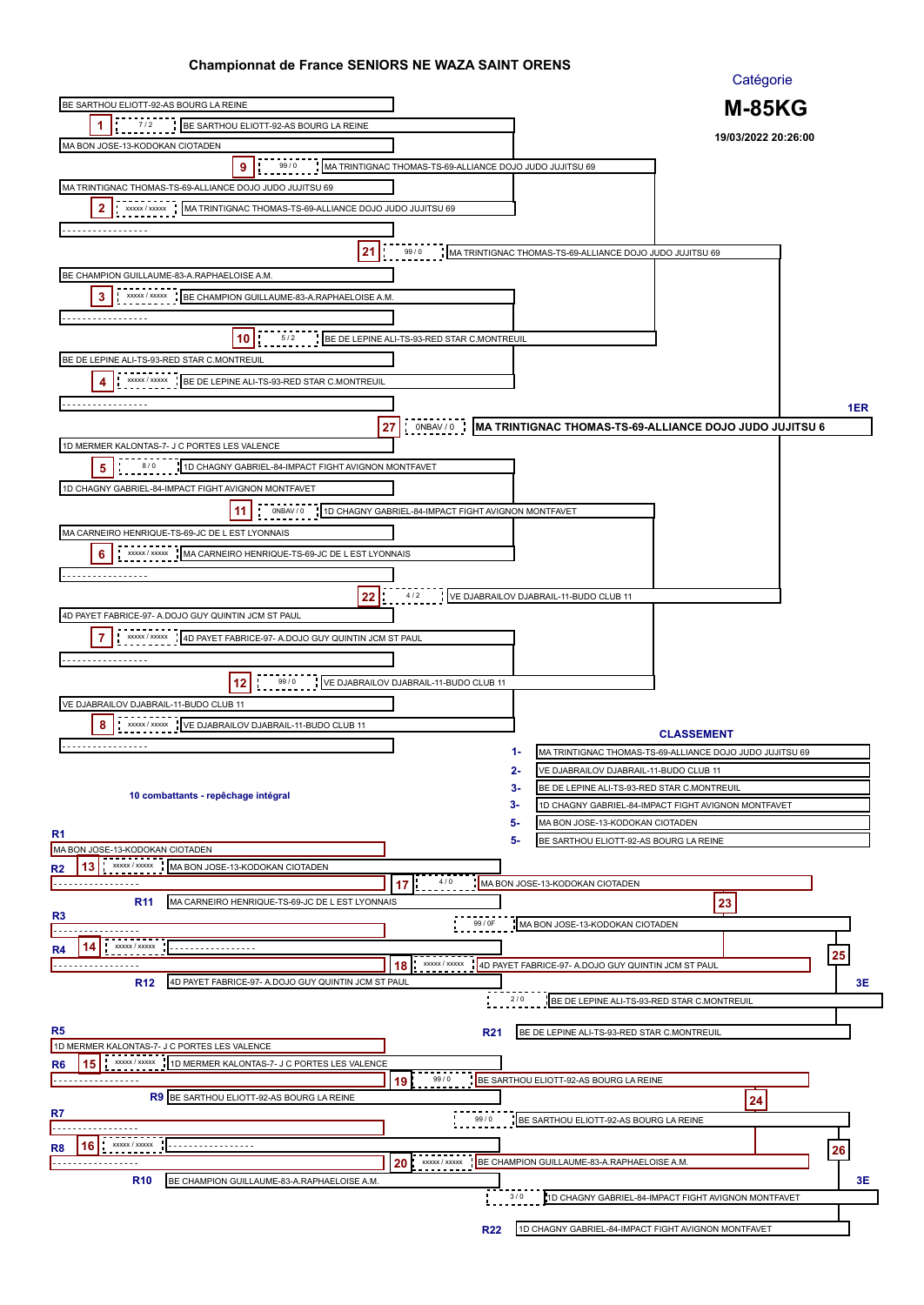# Championnat de France SENIORS NE WAZA SAINT ORENS

Catégorie

**M-85KG**

19/03/2022 20:26:00

## Tableau principal

| Combat | Score | Vainqueur |
|---|---|---|
| 1 | 7 / 2 | BE SARTHOU ELIOTT-92-AS BOURG LA REINE |
| 2 | xxxxx / xxxxx | MA TRINTIGNAC THOMAS-TS-69-ALLIANCE DOJO JUDO JUJITSU 69 |
| 3 | xxxxx / xxxxx | BE CHAMPION GUILLAUME-83-A.RAPHAELOISE A.M. |
| 4 | xxxxx / xxxxx | BE DE LEPINE ALI-TS-93-RED STAR C.MONTREUIL |
| 5 | 8 / 0 | 1D CHAGNY GABRIEL-84-IMPACT FIGHT AVIGNON MONTFAVET |
| 6 | xxxxx / xxxxx | MA CARNEIRO HENRIQUE-TS-69-JC DE L EST LYONNAIS |
| 7 | xxxxx / xxxxx | 4D PAYET FABRICE-97- A.DOJO GUY QUINTIN JCM ST PAUL |
| 8 | xxxxx / xxxxx | VE DJABRAILOV DJABRAIL-11-BUDO CLUB 11 |
| 9 | 99 / 0 | MA TRINTIGNAC THOMAS-TS-69-ALLIANCE DOJO JUDO JUJITSU 69 |
| 10 | 5 / 2 | BE DE LEPINE ALI-TS-93-RED STAR C.MONTREUIL |
| 11 | 0NBAV / 0 | 1D CHAGNY GABRIEL-84-IMPACT FIGHT AVIGNON MONTFAVET |
| 12 | 99 / 0 | VE DJABRAILOV DJABRAIL-11-BUDO CLUB 11 |
| 21 | 99 / 0 | MA TRINTIGNAC THOMAS-TS-69-ALLIANCE DOJO JUDO JUJITSU 69 |
| 22 | 4 / 2 | VE DJABRAILOV DJABRAIL-11-BUDO CLUB 11 |
| 27 | 0NBAV / 0 | **MA TRINTIGNAC THOMAS-TS-69-ALLIANCE DOJO JUDO JUJITSU 6** (1ER) |

Combattants du premier tour :

- BE SARTHOU ELIOTT-92-AS BOURG LA REINE
- MA BON JOSE-13-KODOKAN CIOTADEN
- MA TRINTIGNAC THOMAS-TS-69-ALLIANCE DOJO JUDO JUJITSU 69
- BE CHAMPION GUILLAUME-83-A.RAPHAELOISE A.M.
- BE DE LEPINE ALI-TS-93-RED STAR C.MONTREUIL
- 1D MERMER KALONTAS-7- J C PORTES LES VALENCE
- 1D CHAGNY GABRIEL-84-IMPACT FIGHT AVIGNON MONTFAVET
- MA CARNEIRO HENRIQUE-TS-69-JC DE L EST LYONNAIS
- 4D PAYET FABRICE-97- A.DOJO GUY QUINTIN JCM ST PAUL
- VE DJABRAILOV DJABRAIL-11-BUDO CLUB 11

## CLASSEMENT

| Rang | Combattant |
|---|---|
| 1- | MA TRINTIGNAC THOMAS-TS-69-ALLIANCE DOJO JUDO JUJITSU 69 |
| 2- | VE DJABRAILOV DJABRAIL-11-BUDO CLUB 11 |
| 3- | BE DE LEPINE ALI-TS-93-RED STAR C.MONTREUIL |
| 3- | 1D CHAGNY GABRIEL-84-IMPACT FIGHT AVIGNON MONTFAVET |
| 5- | MA BON JOSE-13-KODOKAN CIOTADEN |
| 5- | BE SARTHOU ELIOTT-92-AS BOURG LA REINE |

10 combattants - repêchage intégral

## Repêchage

| Combat | Score | Vainqueur |
|---|---|---|
| 13 | xxxxx / xxxxx | MA BON JOSE-13-KODOKAN CIOTADEN |
| 14 | xxxxx / xxxxx | |
| 17 | 4 / 0 | MA BON JOSE-13-KODOKAN CIOTADEN |
| 18 | xxxxx / xxxxx | 4D PAYET FABRICE-97- A.DOJO GUY QUINTIN JCM ST PAUL |
| 23 | 99 / 0F | MA BON JOSE-13-KODOKAN CIOTADEN |
| 25 | 2 / 0 | BE DE LEPINE ALI-TS-93-RED STAR C.MONTREUIL (3E) |
| 15 | xxxxx / xxxxx | 1D MERMER KALONTAS-7- J C PORTES LES VALENCE |
| 16 | xxxxx / xxxxx | |
| 19 | 99 / 0 | BE SARTHOU ELIOTT-92-AS BOURG LA REINE |
| 20 | xxxxx / xxxxx | BE CHAMPION GUILLAUME-83-A.RAPHAELOISE A.M. |
| 24 | 99 / 0 | BE SARTHOU ELIOTT-92-AS BOURG LA REINE |
| 26 | 3 / 0 | 1D CHAGNY GABRIEL-84-IMPACT FIGHT AVIGNON MONTFAVET (3E) |

- R1 : MA BON JOSE-13-KODOKAN CIOTADEN
- R11 : MA CARNEIRO HENRIQUE-TS-69-JC DE L EST LYONNAIS
- R12 : 4D PAYET FABRICE-97- A.DOJO GUY QUINTIN JCM ST PAUL
- R21 : BE DE LEPINE ALI-TS-93-RED STAR C.MONTREUIL
- R5 : 1D MERMER KALONTAS-7- J C PORTES LES VALENCE
- R9 : BE SARTHOU ELIOTT-92-AS BOURG LA REINE
- R10 : BE CHAMPION GUILLAUME-83-A.RAPHAELOISE A.M.
- R22 : 1D CHAGNY GABRIEL-84-IMPACT FIGHT AVIGNON MONTFAVET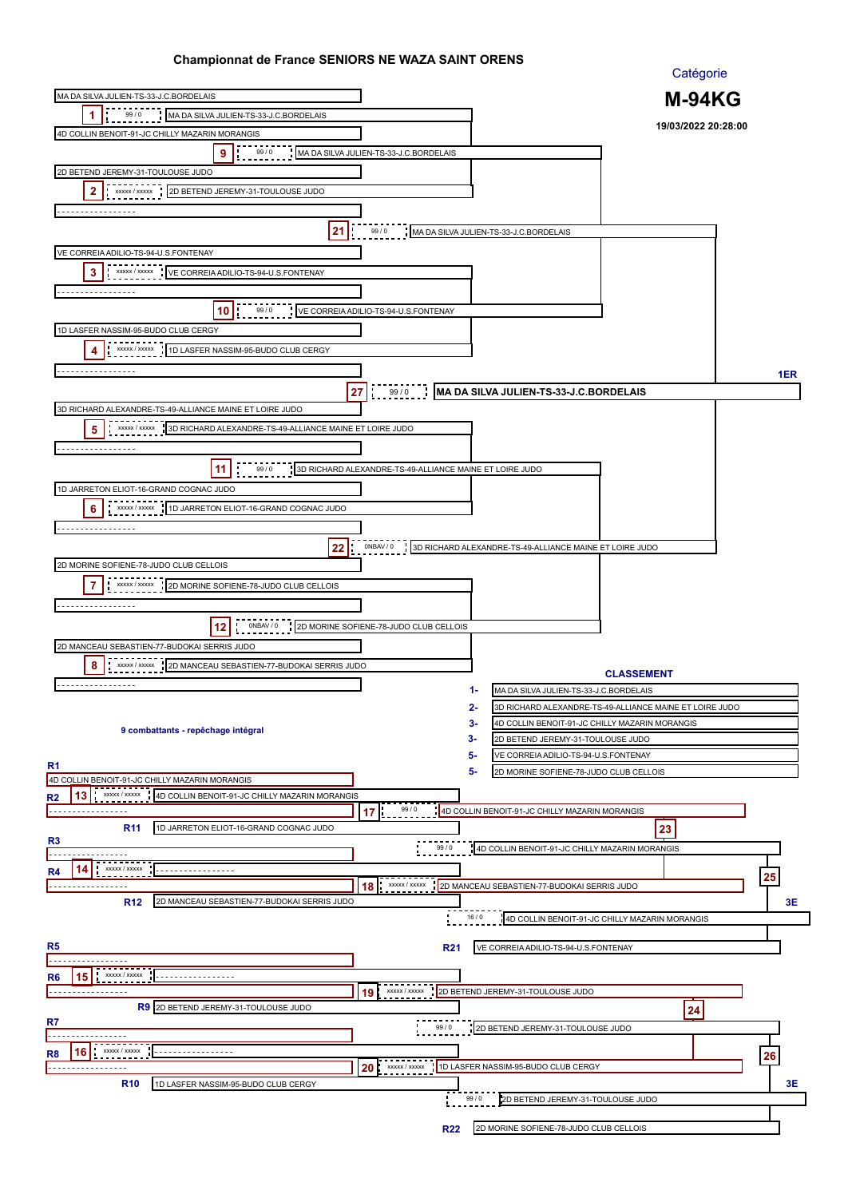# Championnat de France SENIORS NE WAZA SAINT ORENS

Catégorie

**M-94KG**

19/03/2022 20:28:00

## Tableau principal

| Combat | Score | Combattant 1 | Combattant 2 | Vainqueur |
|---|---|---|---|---|
| 1 | 99 / 0 | MA DA SILVA JULIEN-TS-33-J.C.BORDELAIS | 4D COLLIN BENOIT-91-JC CHILLY MAZARIN MORANGIS | MA DA SILVA JULIEN-TS-33-J.C.BORDELAIS |
| 2 | xxxxx / xxxxx | 2D BETEND JEREMY-31-TOULOUSE JUDO | ----------------- | 2D BETEND JEREMY-31-TOULOUSE JUDO |
| 3 | xxxxx / xxxxx | VE CORREIA ADILIO-TS-94-U.S.FONTENAY | ----------------- | VE CORREIA ADILIO-TS-94-U.S.FONTENAY |
| 4 | xxxxx / xxxxx | 1D LASFER NASSIM-95-BUDO CLUB CERGY | ----------------- | 1D LASFER NASSIM-95-BUDO CLUB CERGY |
| 5 | xxxxx / xxxxx | 3D RICHARD ALEXANDRE-TS-49-ALLIANCE MAINE ET LOIRE JUDO | ----------------- | 3D RICHARD ALEXANDRE-TS-49-ALLIANCE MAINE ET LOIRE JUDO |
| 6 | xxxxx / xxxxx | 1D JARRETON ELIOT-16-GRAND COGNAC JUDO | ----------------- | 1D JARRETON ELIOT-16-GRAND COGNAC JUDO |
| 7 | xxxxx / xxxxx | 2D MORINE SOFIENE-78-JUDO CLUB CELLOIS | ----------------- | 2D MORINE SOFIENE-78-JUDO CLUB CELLOIS |
| 8 | xxxxx / xxxxx | 2D MANCEAU SEBASTIEN-77-BUDOKAI SERRIS JUDO | ----------------- | 2D MANCEAU SEBASTIEN-77-BUDOKAI SERRIS JUDO |
| 9 | 99 / 0 | MA DA SILVA JULIEN-TS-33-J.C.BORDELAIS | 2D BETEND JEREMY-31-TOULOUSE JUDO | MA DA SILVA JULIEN-TS-33-J.C.BORDELAIS |
| 10 | 99 / 0 | VE CORREIA ADILIO-TS-94-U.S.FONTENAY | 1D LASFER NASSIM-95-BUDO CLUB CERGY | VE CORREIA ADILIO-TS-94-U.S.FONTENAY |
| 11 | 99 / 0 | 3D RICHARD ALEXANDRE-TS-49-ALLIANCE MAINE ET LOIRE JUDO | 1D JARRETON ELIOT-16-GRAND COGNAC JUDO | 3D RICHARD ALEXANDRE-TS-49-ALLIANCE MAINE ET LOIRE JUDO |
| 12 | 0NBAV / 0 | 2D MORINE SOFIENE-78-JUDO CLUB CELLOIS | 2D MANCEAU SEBASTIEN-77-BUDOKAI SERRIS JUDO | 2D MORINE SOFIENE-78-JUDO CLUB CELLOIS |
| 21 | 99 / 0 | MA DA SILVA JULIEN-TS-33-J.C.BORDELAIS | VE CORREIA ADILIO-TS-94-U.S.FONTENAY | MA DA SILVA JULIEN-TS-33-J.C.BORDELAIS |
| 22 | 0NBAV / 0 | 3D RICHARD ALEXANDRE-TS-49-ALLIANCE MAINE ET LOIRE JUDO | 2D MORINE SOFIENE-78-JUDO CLUB CELLOIS | 3D RICHARD ALEXANDRE-TS-49-ALLIANCE MAINE ET LOIRE JUDO |
| 27 | 99 / 0 | MA DA SILVA JULIEN-TS-33-J.C.BORDELAIS | 3D RICHARD ALEXANDRE-TS-49-ALLIANCE MAINE ET LOIRE JUDO | **MA DA SILVA JULIEN-TS-33-J.C.BORDELAIS** (1ER) |

9 combattants - repêchage intégral

## CLASSEMENT

1- MA DA SILVA JULIEN-TS-33-J.C.BORDELAIS
2- 3D RICHARD ALEXANDRE-TS-49-ALLIANCE MAINE ET LOIRE JUDO
3- 4D COLLIN BENOIT-91-JC CHILLY MAZARIN MORANGIS
3- 2D BETEND JEREMY-31-TOULOUSE JUDO
5- VE CORREIA ADILIO-TS-94-U.S.FONTENAY
5- 2D MORINE SOFIENE-78-JUDO CLUB CELLOIS

## Repêchage

| Combat | Score | Combattant 1 | Combattant 2 | Vainqueur |
|---|---|---|---|---|
| 13 | xxxxx / xxxxx | R1 4D COLLIN BENOIT-91-JC CHILLY MAZARIN MORANGIS | R2 ----------------- | 4D COLLIN BENOIT-91-JC CHILLY MAZARIN MORANGIS |
| 14 | xxxxx / xxxxx | R3 ----------------- | R4 ----------------- | ----------------- |
| 15 | xxxxx / xxxxx | R5 ----------------- | R6 ----------------- | ----------------- |
| 16 | xxxxx / xxxxx | R7 ----------------- | R8 ----------------- | ----------------- |
| 17 | 99 / 0 | 4D COLLIN BENOIT-91-JC CHILLY MAZARIN MORANGIS | R11 1D JARRETON ELIOT-16-GRAND COGNAC JUDO | 4D COLLIN BENOIT-91-JC CHILLY MAZARIN MORANGIS |
| 18 | xxxxx / xxxxx | ----------------- | R12 2D MANCEAU SEBASTIEN-77-BUDOKAI SERRIS JUDO | 2D MANCEAU SEBASTIEN-77-BUDOKAI SERRIS JUDO |
| 19 | xxxxx / xxxxx | ----------------- | R9 2D BETEND JEREMY-31-TOULOUSE JUDO | 2D BETEND JEREMY-31-TOULOUSE JUDO |
| 20 | xxxxx / xxxxx | ----------------- | R10 1D LASFER NASSIM-95-BUDO CLUB CERGY | 1D LASFER NASSIM-95-BUDO CLUB CERGY |
| 23 | 99 / 0 | 4D COLLIN BENOIT-91-JC CHILLY MAZARIN MORANGIS | 2D MANCEAU SEBASTIEN-77-BUDOKAI SERRIS JUDO | 4D COLLIN BENOIT-91-JC CHILLY MAZARIN MORANGIS |
| 24 | 99 / 0 | 2D BETEND JEREMY-31-TOULOUSE JUDO | 1D LASFER NASSIM-95-BUDO CLUB CERGY | 2D BETEND JEREMY-31-TOULOUSE JUDO |
| 25 | 16 / 0 | 4D COLLIN BENOIT-91-JC CHILLY MAZARIN MORANGIS | R21 VE CORREIA ADILIO-TS-94-U.S.FONTENAY | 4D COLLIN BENOIT-91-JC CHILLY MAZARIN MORANGIS (3E) |
| 26 | 99 / 0 | 2D BETEND JEREMY-31-TOULOUSE JUDO | R22 2D MORINE SOFIENE-78-JUDO CLUB CELLOIS | 2D BETEND JEREMY-31-TOULOUSE JUDO (3E) |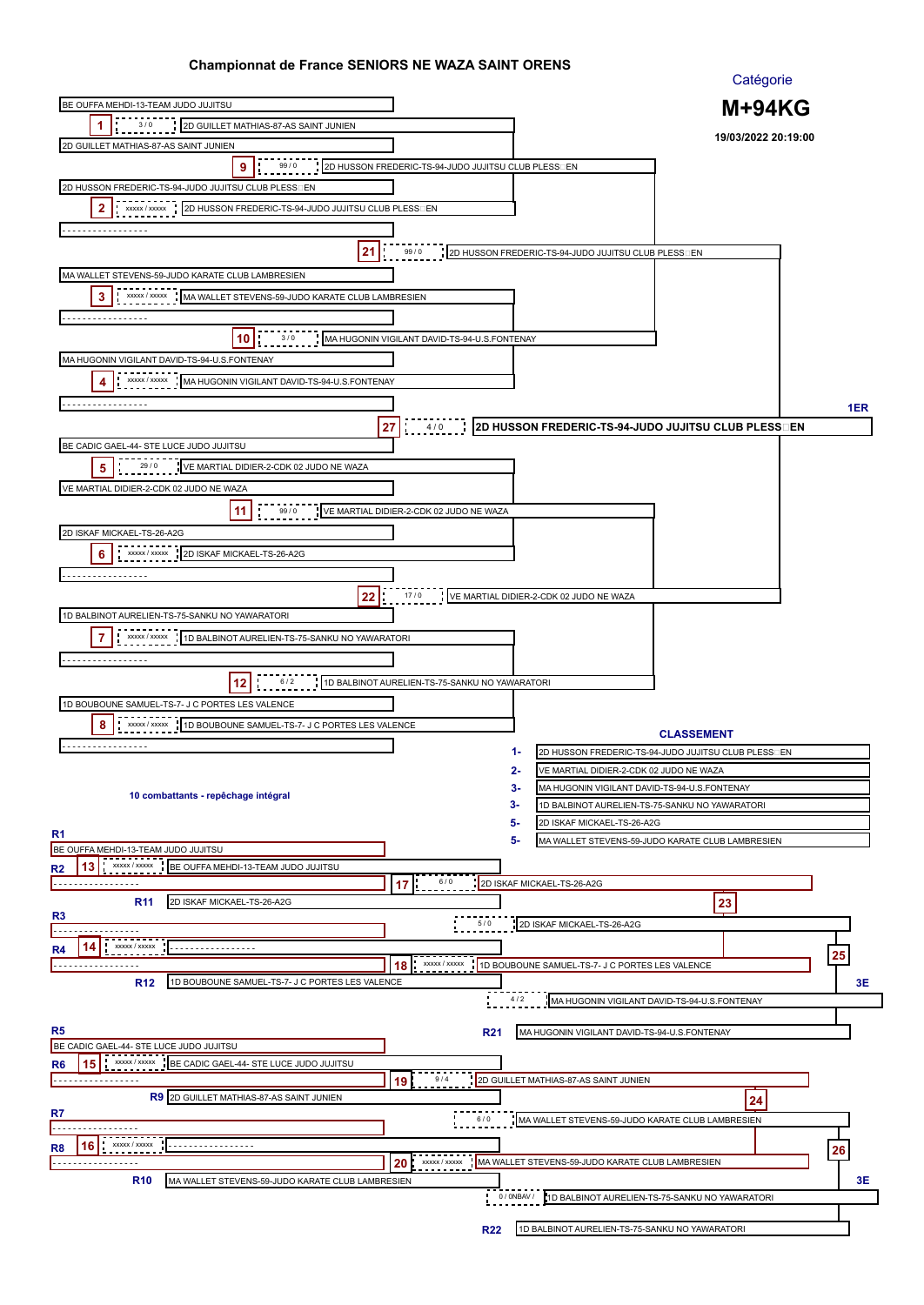# Championnat de France SENIORS NE WAZA SAINT ORENS

Catégorie

**M+94KG**

**19/03/2022 20:19:00**

BE OUFFA MEHDI-13-TEAM JUDO JUJITSU

1 — 3 / 0 — 2D GUILLET MATHIAS-87-AS SAINT JUNIEN

2D GUILLET MATHIAS-87-AS SAINT JUNIEN

9 — 99 / 0 — 2D HUSSON FREDERIC-TS-94-JUDO JUJITSU CLUB PLESS□EN

2D HUSSON FREDERIC-TS-94-JUDO JUJITSU CLUB PLESS□EN

2 — xxxxx / xxxxx — 2D HUSSON FREDERIC-TS-94-JUDO JUJITSU CLUB PLESS□EN

-----------------

21 — 99 / 0 — 2D HUSSON FREDERIC-TS-94-JUDO JUJITSU CLUB PLESS□EN

MA WALLET STEVENS-59-JUDO KARATE CLUB LAMBRESIEN

3 — xxxxx / xxxxx — MA WALLET STEVENS-59-JUDO KARATE CLUB LAMBRESIEN

-----------------

10 — 3 / 0 — MA HUGONIN VIGILANT DAVID-TS-94-U.S.FONTENAY

MA HUGONIN VIGILANT DAVID-TS-94-U.S.FONTENAY

4 — xxxxx / xxxxx — MA HUGONIN VIGILANT DAVID-TS-94-U.S.FONTENAY

-----------------

**1ER**

27 — 4 / 0 — **2D HUSSON FREDERIC-TS-94-JUDO JUJITSU CLUB PLESS□EN**

BE CADIC GAEL-44- STE LUCE JUDO JUJITSU

5 — 29 / 0 — VE MARTIAL DIDIER-2-CDK 02 JUDO NE WAZA

VE MARTIAL DIDIER-2-CDK 02 JUDO NE WAZA

11 — 99 / 0 — VE MARTIAL DIDIER-2-CDK 02 JUDO NE WAZA

2D ISKAF MICKAEL-TS-26-A2G

6 — xxxxx / xxxxx — 2D ISKAF MICKAEL-TS-26-A2G

-----------------

22 — 17 / 0 — VE MARTIAL DIDIER-2-CDK 02 JUDO NE WAZA

1D BALBINOT AURELIEN-TS-75-SANKU NO YAWARATORI

7 — xxxxx / xxxxx — 1D BALBINOT AURELIEN-TS-75-SANKU NO YAWARATORI

-----------------

12 — 8 / 2 — 1D BALBINOT AURELIEN-TS-75-SANKU NO YAWARATORI

1D BOUBOUNE SAMUEL-TS-7- J C PORTES LES VALENCE

8 — xxxxx / xxxxx — 1D BOUBOUNE SAMUEL-TS-7- J C PORTES LES VALENCE

-----------------

**CLASSEMENT**

| | |
|---|---|
| 1- | 2D HUSSON FREDERIC-TS-94-JUDO JUJITSU CLUB PLESS□EN |
| 2- | VE MARTIAL DIDIER-2-CDK 02 JUDO NE WAZA |
| 3- | MA HUGONIN VIGILANT DAVID-TS-94-U.S.FONTENAY |
| 3- | 1D BALBINOT AURELIEN-TS-75-SANKU NO YAWARATORI |
| 5- | 2D ISKAF MICKAEL-TS-26-A2G |
| 5- | MA WALLET STEVENS-59-JUDO KARATE CLUB LAMBRESIEN |

**10 combattants - repêchage intégral**

R1 — BE OUFFA MEHDI-13-TEAM JUDO JUJITSU

R2 — 13 — xxxxx / xxxxx — BE OUFFA MEHDI-13-TEAM JUDO JUJITSU

-----------------

17 — 6 / 0 — 2D ISKAF MICKAEL-TS-26-A2G

R11 — 2D ISKAF MICKAEL-TS-26-A2G

23

R3 — -----------------

5 / 0 — 2D ISKAF MICKAEL-TS-26-A2G

R4 — 14 — xxxxx / xxxxx — -----------------

-----------------

18 — xxxxx / xxxxx — 1D BOUBOUNE SAMUEL-TS-7- J C PORTES LES VALENCE

25

R12 — 1D BOUBOUNE SAMUEL-TS-7- J C PORTES LES VALENCE

**3E**

4 / 2 — MA HUGONIN VIGILANT DAVID-TS-94-U.S.FONTENAY

R21 — MA HUGONIN VIGILANT DAVID-TS-94-U.S.FONTENAY

R5 — BE CADIC GAEL-44- STE LUCE JUDO JUJITSU

R6 — 15 — xxxxx / xxxxx — BE CADIC GAEL-44- STE LUCE JUDO JUJITSU

-----------------

19 — 9 / 4 — 2D GUILLET MATHIAS-87-AS SAINT JUNIEN

R9 — 2D GUILLET MATHIAS-87-AS SAINT JUNIEN

24

R7 — -----------------

6 / 0 — MA WALLET STEVENS-59-JUDO KARATE CLUB LAMBRESIEN

R8 — 16 — xxxxx / xxxxx — -----------------

-----------------

20 — xxxxx / xxxxx — MA WALLET STEVENS-59-JUDO KARATE CLUB LAMBRESIEN

26

R10 — MA WALLET STEVENS-59-JUDO KARATE CLUB LAMBRESIEN

**3E**

0 / 0NBAV / — 1D BALBINOT AURELIEN-TS-75-SANKU NO YAWARATORI

R22 — 1D BALBINOT AURELIEN-TS-75-SANKU NO YAWARATORI